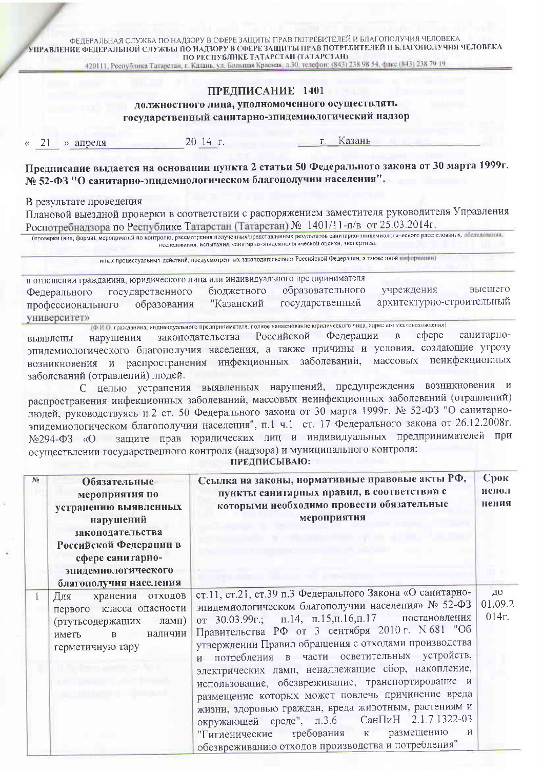ФЕДЕРАЛЬНАЯ СЛУЖБА ПО НАДЗОРУ В СФЕРЕ ЗАЩИТЫ ПРАВ ПОТРЕБИТЕЛЕЙ И БЛАГОПОЛУЧИЯ ЧЕЛОВЕКА
УПРАВЛЕНИЕ ФЕДЕРАЛЬНОЙ СЛУЖБЫ ПО НАДЗОРУ В СФЕРЕ ЗАЩИТЫ ПРАВ ПОТРЕБИТЕЛЕЙ И БЛАГОПОЛУЧИЯ ЧЕЛОВЕКА ПО РЕСПУБЛИКЕ ТАТАРСТАН (ТАТАРСТАН)
420111, Республика Татарстан, г. Казань, ул. Большая Красная, д.30, телефон: (843) 238 98 54, факс (843) 238 79 19

# ПРЕДПИСАНИЕ 1401
## должностного лица, уполномоченного осуществлять государственный санитарно-эпидемиологический надзор

« 21 » апреля 20 14 г. г. Казань

**Предписание выдается на основании пункта 2 статьи 50 Федерального закона от 30 марта 1999г. № 52-ФЗ "О санитарно-эпидемиологическом благополучии населения".**

В результате проведения
Плановой выездной проверки в соответствии с распоряжением заместителя руководителя Управления Роспотребнадзора по Республике Татарстан (Татарстан) № 1401/11-п/в от 25.03.2014г.

(проверки (вид, форма), мероприятий по контролю, рассмотрения полученных/представленных результатов санитарно-эпидемиологического расследования, обследования, исследования, испытания, санитарно-эпидемиологической оценки, экспертизы,

иных процессуальных действий, предусмотренных законодательством Российской Федерации, а также иной информации)

в отношении гражданина, юридического лица или индивидуального предпринимателя
Федерального государственного бюджетного образовательного учреждения высшего профессионального образования "Казанский государственный архитектурно-строительный университет»

(Ф.И.О. гражданина, индивидуального предпринимателя, полное наименование юридического лица, адрес его местонахождения)

выявлены нарушения законодательства Российской Федерации в сфере санитарно-эпидемиологического благополучия населения, а также причины и условия, создающие угрозу возникновения и распространения инфекционных заболеваний, массовых неинфекционных заболеваний (отравлений) людей.

С целью устранения выявленных нарушений, предупреждения возникновения и распространения инфекционных заболеваний, массовых неинфекционных заболеваний (отравлений) людей, руководствуясь п.2 ст. 50 Федерального закона от 30 марта 1999г. № 52-ФЗ "О санитарно-эпидемиологическом благополучии населения", п.1 ч.1 ст. 17 Федерального закона от 26.12.2008г. №294-ФЗ «О защите прав юридических лиц и индивидуальных предпринимателей при осуществлении государственного контроля (надзора) и муниципального контроля:

**ПРЕДПИСЫВАЮ:**

| № | Обязательные мероприятия по устранению выявленных нарушений законодательства Российской Федерации в сфере санитарно-эпидемиологического благополучия населения | Ссылка на законы, нормативные правовые акты РФ, пункты санитарных правил, в соответствии с которыми необходимо провести обязательные мероприятия | Срок исполнения |
|---|---|---|---|
| 1 | Для хранения отходов первого класса опасности (ртутьсодержащих ламп) иметь в наличии герметичную тару | ст.11, ст.21, ст.39 п.3 Федерального Закона «О санитарно-эпидемиологическом благополучии населения» № 52-ФЗ от 30.03.99г.; п.14, п.15,п.16,п.17 постановления Правительства РФ от 3 сентября 2010 г. N 681 "Об утверждении Правил обращения с отходами производства и потребления в части осветительных устройств, электрических ламп, ненадлежащие сбор, накопление, использование, обезвреживание, транспортирование и размещение которых может повлечь причинение вреда жизни, здоровью граждан, вреда животным, растениям и окружающей среде", п.3.6 СанПиН 2.1.7.1322-03 "Гигиенические требования к размещению и обезвреживанию отходов производства и потребления" | до 01.09.2014г. |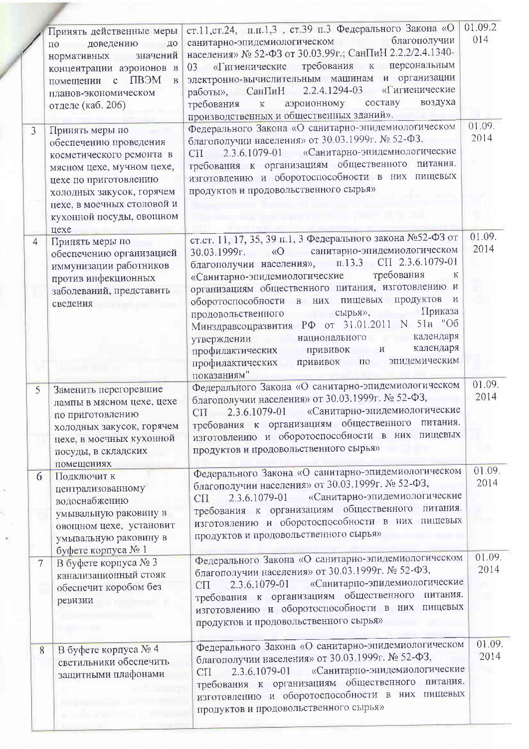|  | Принять действенные меры по доведению до нормативных значений концентрации аэроионов в помещении с ПВЭМ в планов-экономическом отделе (каб. 206) | ст.11,ст.24, п.п.1,3 , ст.39 п.3 Федерального Закона «О санитарно-эпидемиологическом благополучии населения» № 52-ФЗ от 30.03.99г.; СанПиН 2.2.2/2.4.1340-03 «Гигиенические требования к персональным электронно-вычислительным машинам и организации работы», СанПиН 2.2.4.1294-03 «Гигиенические требования к аэроионному составу воздуха производственных и общественных зданий». | 01.09.2014 |
|---|---|---|---|
| 3 | Принять меры по обеспечению проведения косметического ремонта в мясном цехе, мучном цехе, цехе по приготовлению холодных закусок, горячем цехе, в моечных столовой и кухонной посуды, овощном цехе | Федерального Закона «О санитарно-эпидемиологическом благополучии населения» от 30.03.1999г. № 52-ФЗ, СП 2.3.6.1079-01 «Санитарно-эпидемиологические требования к организациям общественного питания. изготовлению и оборотоспособности в них пищевых продуктов и продовольственного сырья» | 01.09. 2014 |
| 4 | Принять меры по обеспечению организацией иммунизации работников против инфекционных заболеваний, представить сведения | ст.ст. 11, 17, 35, 39 п.1, 3 Федерального закона №52-ФЗ от 30.03.1999г. «О санитарно-эпидемиологическом благополучии населения», п.13.3 СП 2.3.6.1079-01 «Санитарно-эпидемиологические требования к организациям общественного питания, изготовлению и оборотоспособности в них пищевых продуктов и продовольственного сырья», Приказа Минздравсоцразвития РФ от 31.01.2011 N 51н "Об утверждении национального календаря профилактических прививок и календаря профилактических прививок по эпидемическим показаниям" | 01.09. 2014 |
| 5 | Заменить перегоревшие лампы в мясном цехе, цехе по приготовлению холодных закусок, горячем цехе, в моечных кухонной посуды, в складских помещениях | Федерального Закона «О санитарно-эпидемиологическом благополучии населения» от 30.03.1999г. № 52-ФЗ, СП 2.3.6.1079-01 «Санитарно-эпидемиологические требования к организациям общественного питания. изготовлению и оборотоспособности в них пищевых продуктов и продовольственного сырья» | 01.09. 2014 |
| 6 | Подключит к централизованному водоснабжению умывальную раковину в овощном цехе, установит умывальную раковину в буфете корпуса № 1 | Федерального Закона «О санитарно-эпидемиологическом благополучии населения» от 30.03.1999г. № 52-ФЗ, СП 2.3.6.1079-01 «Санитарно-эпидемиологические требования к организациям общественного питания. изготовлению и оборотоспособности в них пищевых продуктов и продовольственного сырья» | 01.09. 2014 |
| 7 | В буфете корпуса № 3 канализационный стояк обеспечит коробом без ревизии | Федерального Закона «О санитарно-эпидемиологическом благополучии населения» от 30.03.1999г. № 52-ФЗ, СП 2.3.6.1079-01 «Санитарно-эпидемиологические требования к организациям общественного питания. изготовлению и оборотоспособности в них пищевых продуктов и продовольственного сырья» | 01.09. 2014 |
| 8 | В буфете корпуса № 4 светильники обеспечить защитными плафонами | Федерального Закона «О санитарно-эпидемиологическом благополучии населения» от 30.03.1999г. № 52-ФЗ, СП 2.3.6.1079-01 «Санитарно-эпидемиологические требования к организациям общественного питания. изготовлению и оборотоспособности в них пищевых продуктов и продовольственного сырья» | 01.09. 2014 |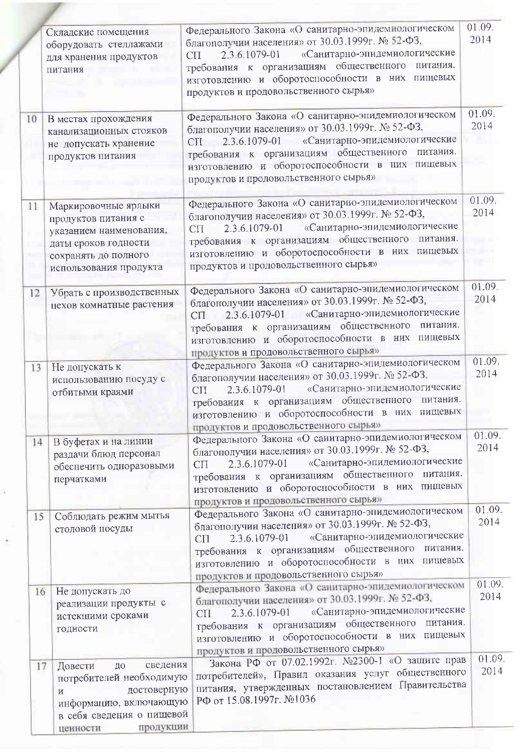| | | | |
|---|---|---|---|
| | Складские помещения оборудовать стеллажами для хранения продуктов питания | Федерального Закона «О санитарно-эпидемиологическом благополучии населения» от 30.03.1999г. № 52-ФЗ, СП 2.3.6.1079-01 «Санитарно-эпидемиологические требования к организациям общественного питания. изготовлению и оборотоспособности в них пищевых продуктов и продовольственного сырья» | 01.09. 2014 |
| 10 | В местах прохождения канализационных стояков не допускать хранение продуктов питания | Федерального Закона «О санитарно-эпидемиологическом благополучии населения» от 30.03.1999г. № 52-ФЗ, СП 2.3.6.1079-01 «Санитарно-эпидемиологические требования к организациям общественного питания. изготовлению и оборотоспособности в них пищевых продуктов и продовольственного сырья» | 01.09. 2014 |
| 11 | Маркировочные ярлыки продуктов питания с указанием наименования, даты сроков годности сохранять до полного использования продукта | Федерального Закона «О санитарно-эпидемиологическом благополучии населения» от 30.03.1999г. № 52-ФЗ, СП 2.3.6.1079-01 «Санитарно-эпидемиологические требования к организациям общественного питания. изготовлению и оборотоспособности в них пищевых продуктов и продовольственного сырья» | 01.09. 2014 |
| 12 | Убрать с производственных цехов комнатные растения | Федерального Закона «О санитарно-эпидемиологическом благополучии населения» от 30.03.1999г. № 52-ФЗ, СП 2.3.6.1079-01 «Санитарно-эпидемиологические требования к организациям общественного питания. изготовлению и оборотоспособности в них пищевых продуктов и продовольственного сырья» | 01.09. 2014 |
| 13 | Не допускать к использованию посуду с отбитыми краями | Федерального Закона «О санитарно-эпидемиологическом благополучии населения» от 30.03.1999г. № 52-ФЗ, СП 2.3.6.1079-01 «Санитарно-эпидемиологические требования к организациям общественного питания. изготовлению и оборотоспособности в них пищевых продуктов и продовольственного сырья» | 01.09. 2014 |
| 14 | В буфетах и на линии раздачи блюд персонал обеспечить одноразовыми перчатками | Федерального Закона «О санитарно-эпидемиологическом благополучии населения» от 30.03.1999г. № 52-ФЗ, СП 2.3.6.1079-01 «Санитарно-эпидемиологические требования к организациям общественного питания. изготовлению и оборотоспособности в них пищевых продуктов и продовольственного сырья» | 01.09. 2014 |
| 15 | Соблюдать режим мытья столовой посуды | Федерального Закона «О санитарно-эпидемиологическом благополучии населения» от 30.03.1999г. № 52-ФЗ, СП 2.3.6.1079-01 «Санитарно-эпидемиологические требования к организациям общественного питания. изготовлению и оборотоспособности в них пищевых продуктов и продовольственного сырья» | 01.09. 2014 |
| 16 | Не допускать до реализации продукты с истекшими сроками годности | Федерального Закона «О санитарно-эпидемиологическом благополучии населения» от 30.03.1999г. № 52-ФЗ, СП 2.3.6.1079-01 «Санитарно-эпидемиологические требования к организациям общественного питания. изготовлению и оборотоспособности в них пищевых продуктов и продовольственного сырья» | 01.09. 2014 |
| 17 | Довести до сведения потребителей необходимую и достоверную информацию, включающую в себя сведения о пищевой ценности продукции | Закона РФ от 07.02.1992г. №2300-1 «О защите прав потребителей», Правил оказания услуг общественного питания, утвержденных постановлением Правительства РФ от 15.08.1997г. №1036 | 01.09. 2014 |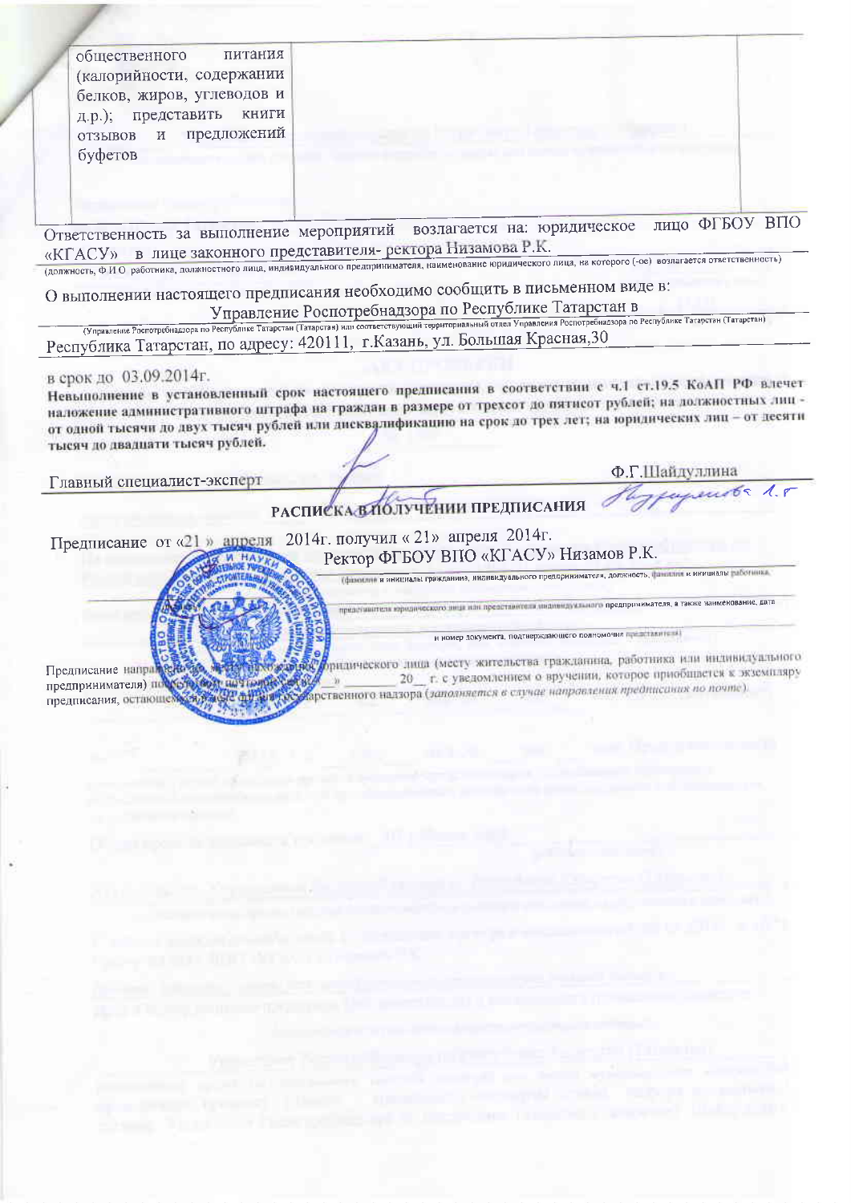| | | |
|---|---|---|
| общественного питания (калорийности, содержании белков, жиров, углеводов и д.р.); представить книги отзывов и предложений буфетов | | |

Ответственность за выполнение мероприятий возлагается на: юридическое лицо ФГБОУ ВПО «КГАСУ» в лице законного представителя- ректора Низамова Р.К.

(должность, Ф И О работника, должностного лица, индивидуального предпринимателя, наименование юридического лица, на которого (-ое) возлагается ответственность)

О выполнении настоящего предписания необходимо сообщить в письменном виде в:

Управление Роспотребнадзора по Республике Татарстан в

(Управление Роспотребнадзора по Республике Татарстан (Татарстан) или соответствующий территориальный отдел Управления Роспотребнадзора по Республике Татарстан (Татарстан))

Республика Татарстан, по адресу: 420111, г.Казань, ул. Большая Красная,30

в срок до 03.09.2014г.

**Невыполнение в установленный срок настоящего предписания в соответствии с ч.1 ст.19.5 КоАП РФ влечет наложение административного штрафа на граждан в размере от трехсот до пятисот рублей; на должностных лиц - от одной тысячи до двух тысяч рублей или дисквалификацию на срок до трех лет; на юридических лиц – от десяти тысяч до двадцати тысяч рублей.**

Главный специалист-эксперт Ф.Г.Шайдуллина

## РАСПИСКА В ПОЛУЧЕНИИ ПРЕДПИСАНИЯ

Предписание от «21 » апреля 2014г. получил « 21» апреля 2014г.

Ректор ФГБОУ ВПО «КГАСУ» Низамов Р.К.

(фамилия и инициалы гражданина, индивидуального предпринимателя, должность, фамилия и инициалы работника, представителя юридического лица или представителя индивидуального предпринимателя, а также наименование, дата и номер документа, подтверждающего полномочия представителя)

Предписание направлено по месту нахождения юридического лица (месту жительства гражданина, работника или индивидуального предпринимателя) почтой «__» ________ 20__ г. с уведомлением о вручении, которое приобщается к экземпляру предписания, остающемуся в деле органа государственного надзора (*заполняется в случае направления предписания по почте*).